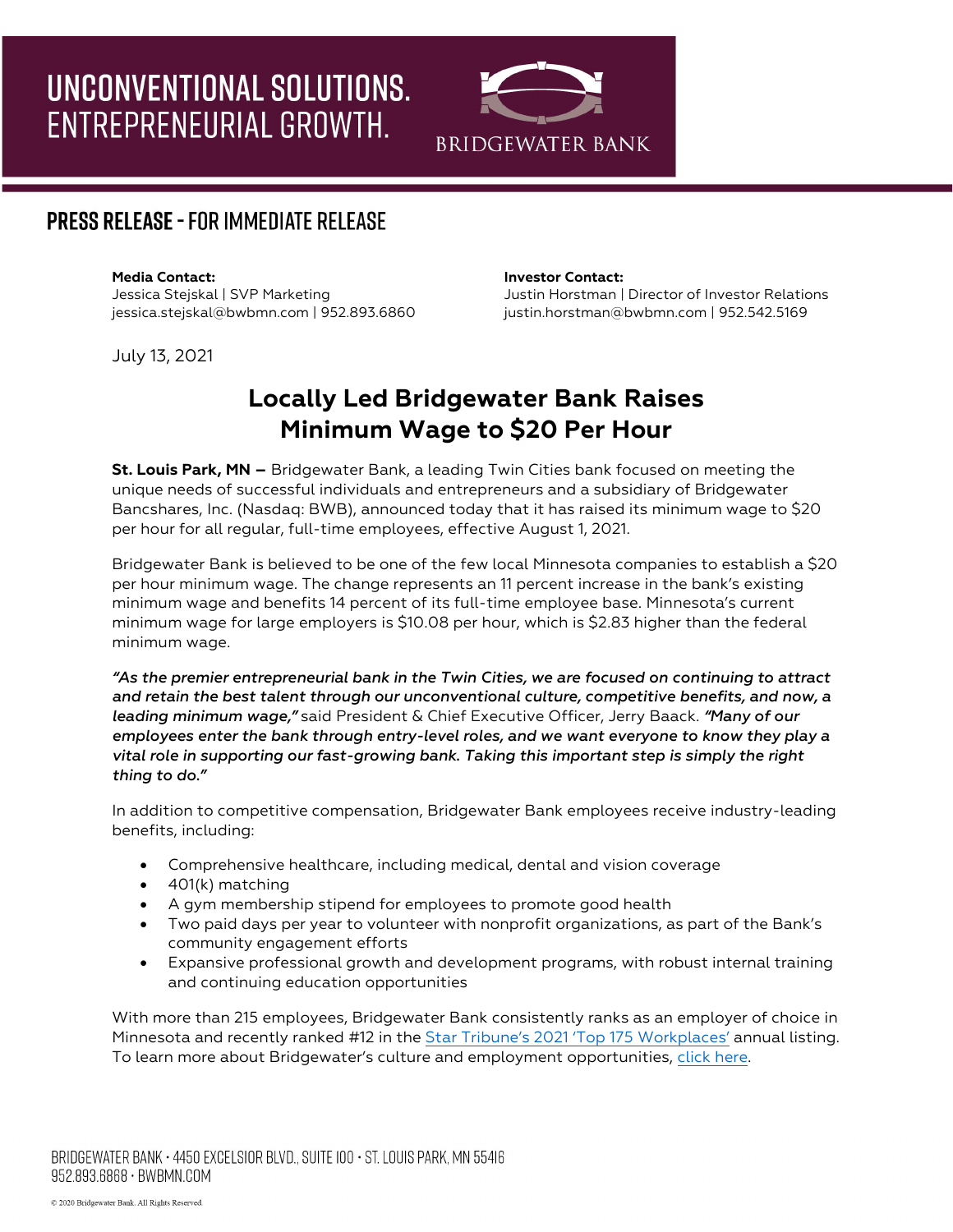UNCONVENTIONAL SOLUTIONS.
ENTREPRENEURIAL GROWTH.

BRIDGEWATER BANK

## PRESS RELEASE - FOR IMMEDIATE RELEASE

**Media Contact:**
Jessica Stejskal | SVP Marketing
jessica.stejskal@bwbmn.com | 952.893.6860

**Investor Contact:**
Justin Horstman | Director of Investor Relations
justin.horstman@bwbmn.com | 952.542.5169

July 13, 2021

# Locally Led Bridgewater Bank Raises Minimum Wage to $20 Per Hour

**St. Louis Park, MN –** Bridgewater Bank, a leading Twin Cities bank focused on meeting the unique needs of successful individuals and entrepreneurs and a subsidiary of Bridgewater Bancshares, Inc. (Nasdaq: BWB), announced today that it has raised its minimum wage to $20 per hour for all regular, full-time employees, effective August 1, 2021.

Bridgewater Bank is believed to be one of the few local Minnesota companies to establish a $20 per hour minimum wage. The change represents an 11 percent increase in the bank's existing minimum wage and benefits 14 percent of its full-time employee base. Minnesota's current minimum wage for large employers is $10.08 per hour, which is $2.83 higher than the federal minimum wage.

***"As the premier entrepreneurial bank in the Twin Cities, we are focused on continuing to attract and retain the best talent through our unconventional culture, competitive benefits, and now, a leading minimum wage,"*** said President & Chief Executive Officer, Jerry Baack. ***"Many of our employees enter the bank through entry-level roles, and we want everyone to know they play a vital role in supporting our fast-growing bank. Taking this important step is simply the right thing to do."***

In addition to competitive compensation, Bridgewater Bank employees receive industry-leading benefits, including:

- Comprehensive healthcare, including medical, dental and vision coverage
- 401(k) matching
- A gym membership stipend for employees to promote good health
- Two paid days per year to volunteer with nonprofit organizations, as part of the Bank's community engagement efforts
- Expansive professional growth and development programs, with robust internal training and continuing education opportunities

With more than 215 employees, Bridgewater Bank consistently ranks as an employer of choice in Minnesota and recently ranked #12 in the Star Tribune's 2021 'Top 175 Workplaces' annual listing. To learn more about Bridgewater's culture and employment opportunities, click here.

BRIDGEWATER BANK • 4450 EXCELSIOR BLVD., SUITE 100 • ST. LOUIS PARK, MN 55416
952.893.6868 • BWBMN.COM

© 2020 Bridgewater Bank. All Rights Reserved.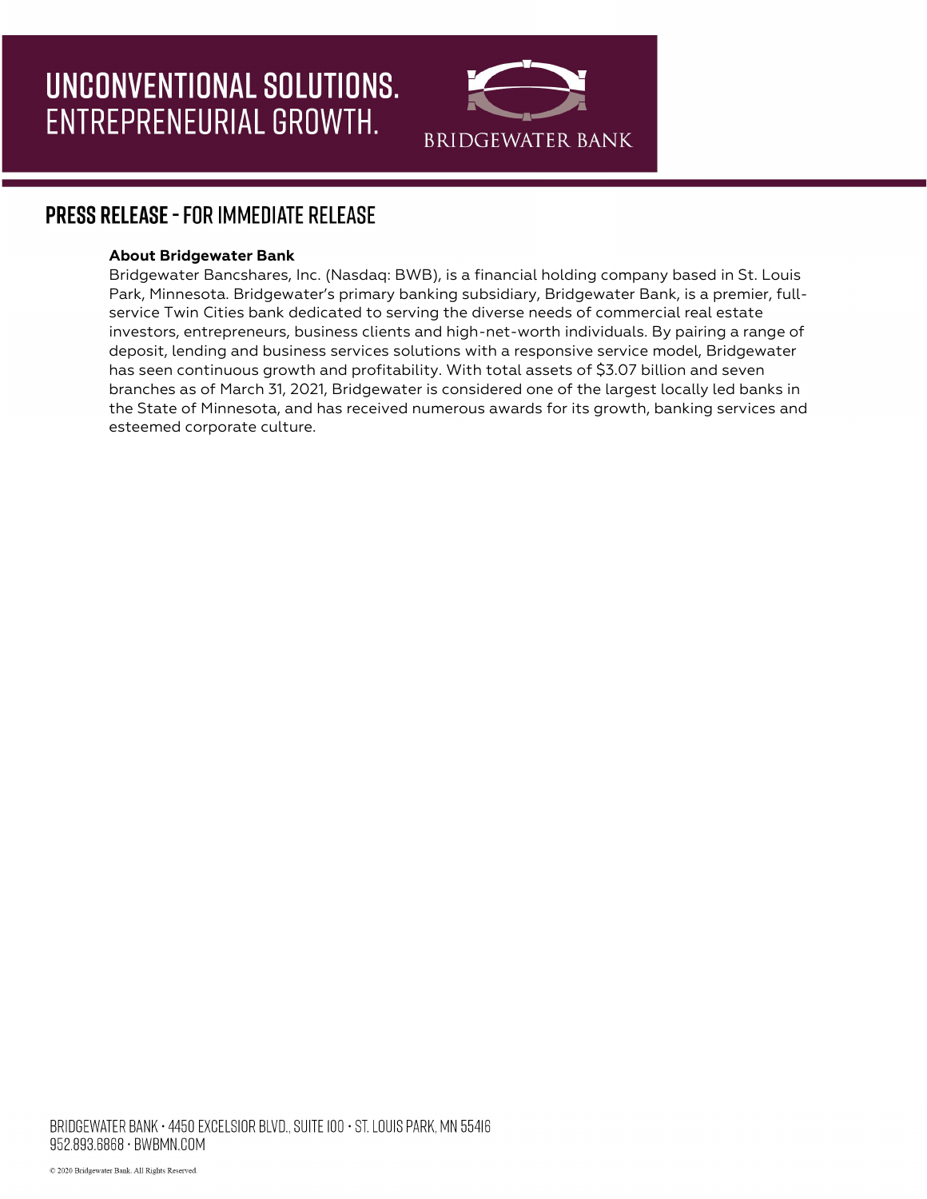# UNCONVENTIONAL SOLUTIONS. ENTREPRENEURIAL GROWTH.

BRIDGEWATER BANK

## PRESS RELEASE - FOR IMMEDIATE RELEASE

**About Bridgewater Bank**

Bridgewater Bancshares, Inc. (Nasdaq: BWB), is a financial holding company based in St. Louis Park, Minnesota. Bridgewater's primary banking subsidiary, Bridgewater Bank, is a premier, full-service Twin Cities bank dedicated to serving the diverse needs of commercial real estate investors, entrepreneurs, business clients and high-net-worth individuals. By pairing a range of deposit, lending and business services solutions with a responsive service model, Bridgewater has seen continuous growth and profitability. With total assets of $3.07 billion and seven branches as of March 31, 2021, Bridgewater is considered one of the largest locally led banks in the State of Minnesota, and has received numerous awards for its growth, banking services and esteemed corporate culture.

BRIDGEWATER BANK • 4450 EXCELSIOR BLVD., SUITE 100 • ST. LOUIS PARK, MN 55416
952.893.6868 • BWBMN.COM

© 2020 Bridgewater Bank. All Rights Reserved.